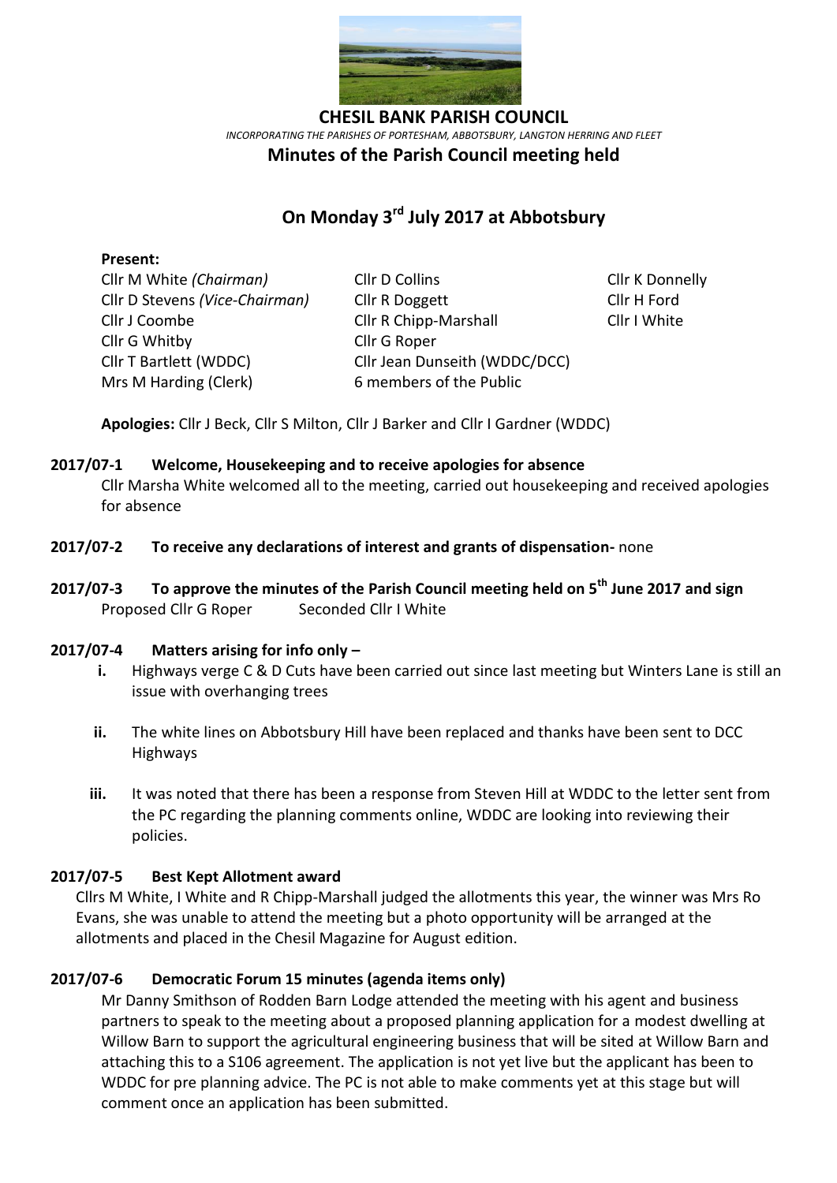# CHESIL BANK PARISH COUNCIL

*INCORPORATING THE PARISHES OF PORTESHAM, ABBOTSBURY, LANGTON HERRING AND FLEET*

## Minutes of the Parish Council meeting held

## On Monday 3rd July 2017 at Abbotsbury

**Present:**

Cllr M White *(Chairman)*
Cllr D Stevens *(Vice-Chairman)*
Cllr J Coombe
Cllr G Whitby
Cllr T Bartlett (WDDC)
Mrs M Harding (Clerk)
Cllr D Collins
Cllr R Doggett
Cllr R Chipp-Marshall
Cllr G Roper
Cllr Jean Dunseith (WDDC/DCC)
6 members of the Public
Cllr K Donnelly
Cllr H Ford
Cllr I White

**Apologies:** Cllr J Beck, Cllr S Milton, Cllr J Barker and Cllr I Gardner (WDDC)

**2017/07-1 Welcome, Housekeeping and to receive apologies for absence**

Cllr Marsha White welcomed all to the meeting, carried out housekeeping and received apologies for absence

**2017/07-2 To receive any declarations of interest and grants of dispensation-** none

**2017/07-3 To approve the minutes of the Parish Council meeting held on 5th June 2017 and sign**

Proposed Cllr G Roper  Seconded Cllr I White

**2017/07-4 Matters arising for info only –**

- **i.** Highways verge C & D Cuts have been carried out since last meeting but Winters Lane is still an issue with overhanging trees
- **ii.** The white lines on Abbotsbury Hill have been replaced and thanks have been sent to DCC Highways
- **iii.** It was noted that there has been a response from Steven Hill at WDDC to the letter sent from the PC regarding the planning comments online, WDDC are looking into reviewing their policies.

**2017/07-5 Best Kept Allotment award**

Cllrs M White, I White and R Chipp-Marshall judged the allotments this year, the winner was Mrs Ro Evans, she was unable to attend the meeting but a photo opportunity will be arranged at the allotments and placed in the Chesil Magazine for August edition.

**2017/07-6 Democratic Forum 15 minutes (agenda items only)**

Mr Danny Smithson of Rodden Barn Lodge attended the meeting with his agent and business partners to speak to the meeting about a proposed planning application for a modest dwelling at Willow Barn to support the agricultural engineering business that will be sited at Willow Barn and attaching this to a S106 agreement. The application is not yet live but the applicant has been to WDDC for pre planning advice. The PC is not able to make comments yet at this stage but will comment once an application has been submitted.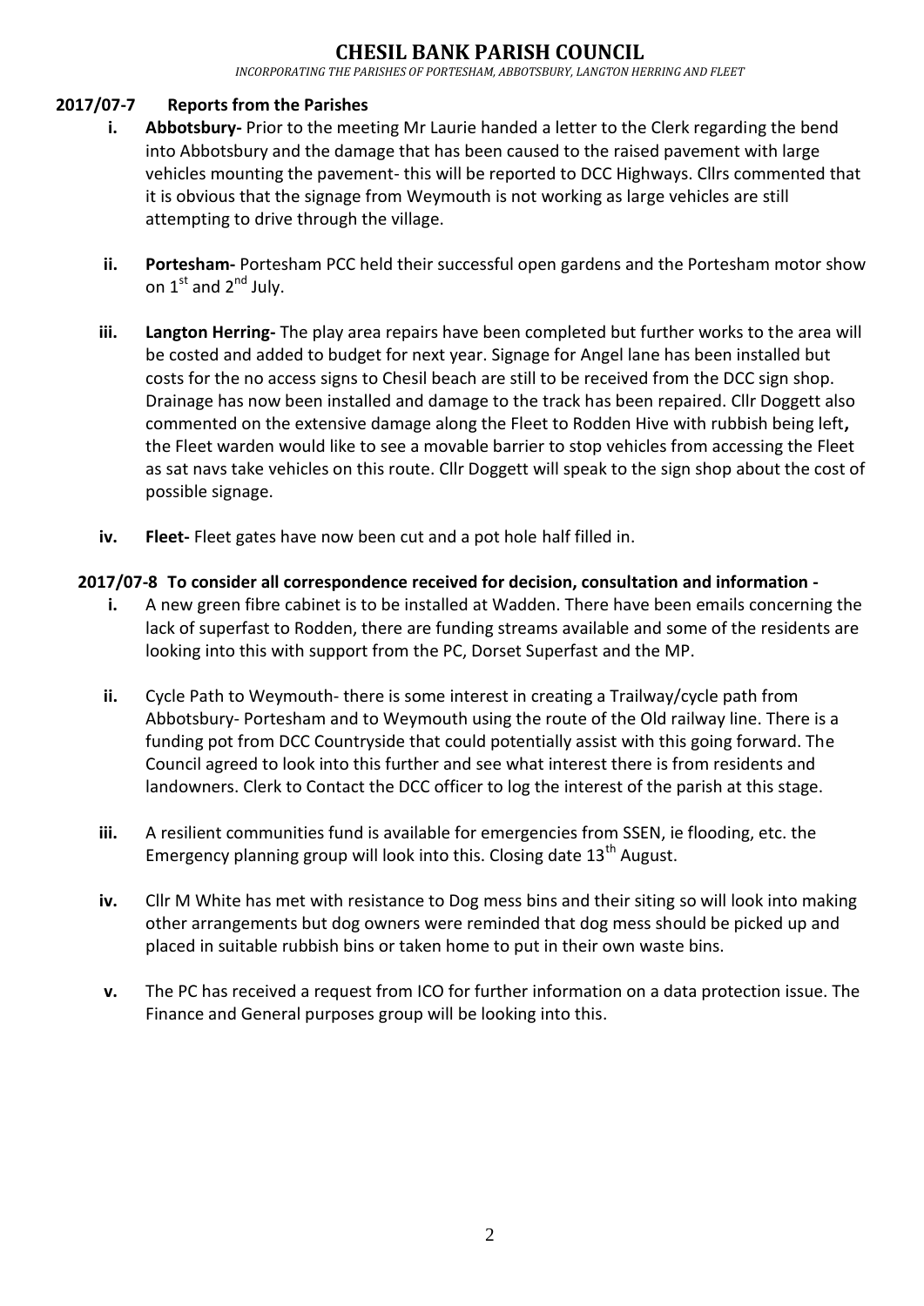# CHESIL BANK PARISH COUNCIL

*INCORPORATING THE PARISHES OF PORTESHAM, ABBOTSBURY, LANGTON HERRING AND FLEET*

## 2017/07-7 Reports from the Parishes

i. **Abbotsbury-** Prior to the meeting Mr Laurie handed a letter to the Clerk regarding the bend into Abbotsbury and the damage that has been caused to the raised pavement with large vehicles mounting the pavement- this will be reported to DCC Highways. Cllrs commented that it is obvious that the signage from Weymouth is not working as large vehicles are still attempting to drive through the village.

ii. **Portesham-** Portesham PCC held their successful open gardens and the Portesham motor show on 1st and 2nd July.

iii. **Langton Herring-** The play area repairs have been completed but further works to the area will be costed and added to budget for next year. Signage for Angel lane has been installed but costs for the no access signs to Chesil beach are still to be received from the DCC sign shop. Drainage has now been installed and damage to the track has been repaired. Cllr Doggett also commented on the extensive damage along the Fleet to Rodden Hive with rubbish being left**,** the Fleet warden would like to see a movable barrier to stop vehicles from accessing the Fleet as sat navs take vehicles on this route. Cllr Doggett will speak to the sign shop about the cost of possible signage.

iv. **Fleet-** Fleet gates have now been cut and a pot hole half filled in.

## 2017/07-8 To consider all correspondence received for decision, consultation and information -

i. A new green fibre cabinet is to be installed at Wadden. There have been emails concerning the lack of superfast to Rodden, there are funding streams available and some of the residents are looking into this with support from the PC, Dorset Superfast and the MP.

ii. Cycle Path to Weymouth- there is some interest in creating a Trailway/cycle path from Abbotsbury- Portesham and to Weymouth using the route of the Old railway line. There is a funding pot from DCC Countryside that could potentially assist with this going forward. The Council agreed to look into this further and see what interest there is from residents and landowners. Clerk to Contact the DCC officer to log the interest of the parish at this stage.

iii. A resilient communities fund is available for emergencies from SSEN, ie flooding, etc. the Emergency planning group will look into this. Closing date 13th August.

iv. Cllr M White has met with resistance to Dog mess bins and their siting so will look into making other arrangements but dog owners were reminded that dog mess should be picked up and placed in suitable rubbish bins or taken home to put in their own waste bins.

v. The PC has received a request from ICO for further information on a data protection issue. The Finance and General purposes group will be looking into this.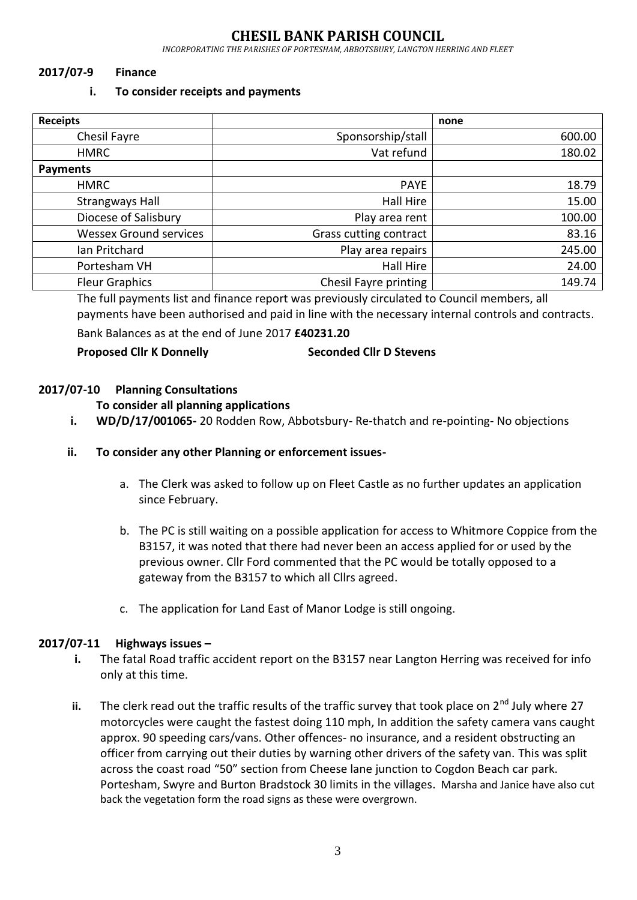# CHESIL BANK PARISH COUNCIL

*INCORPORATING THE PARISHES OF PORTESHAM, ABBOTSBURY, LANGTON HERRING AND FLEET*

**2017/07-9 Finance**

**i. To consider receipts and payments**

| **Receipts** | | **none** |
|---|---|---|
| Chesil Fayre | Sponsorship/stall | 600.00 |
| HMRC | Vat refund | 180.02 |
| **Payments** | | |
| HMRC | PAYE | 18.79 |
| Strangways Hall | Hall Hire | 15.00 |
| Diocese of Salisbury | Play area rent | 100.00 |
| Wessex Ground services | Grass cutting contract | 83.16 |
| Ian Pritchard | Play area repairs | 245.00 |
| Portesham VH | Hall Hire | 24.00 |
| Fleur Graphics | Chesil Fayre printing | 149.74 |

The full payments list and finance report was previously circulated to Council members, all payments have been authorised and paid in line with the necessary internal controls and contracts.

Bank Balances as at the end of June 2017 **£40231.20**

**Proposed Cllr K Donnelly** **Seconded Cllr D Stevens**

**2017/07-10 Planning Consultations**

**To consider all planning applications**

**i. WD/D/17/001065-** 20 Rodden Row, Abbotsbury- Re-thatch and re-pointing- No objections

**ii. To consider any other Planning or enforcement issues-**

a. The Clerk was asked to follow up on Fleet Castle as no further updates an application since February.

b. The PC is still waiting on a possible application for access to Whitmore Coppice from the B3157, it was noted that there had never been an access applied for or used by the previous owner. Cllr Ford commented that the PC would be totally opposed to a gateway from the B3157 to which all Cllrs agreed.

c. The application for Land East of Manor Lodge is still ongoing.

**2017/07-11 Highways issues –**

**i.** The fatal Road traffic accident report on the B3157 near Langton Herring was received for info only at this time.

**ii.** The clerk read out the traffic results of the traffic survey that took place on 2nd July where 27 motorcycles were caught the fastest doing 110 mph, In addition the safety camera vans caught approx. 90 speeding cars/vans. Other offences- no insurance, and a resident obstructing an officer from carrying out their duties by warning other drivers of the safety van. This was split across the coast road "50" section from Cheese lane junction to Cogdon Beach car park. Portesham, Swyre and Burton Bradstock 30 limits in the villages. Marsha and Janice have also cut back the vegetation form the road signs as these were overgrown.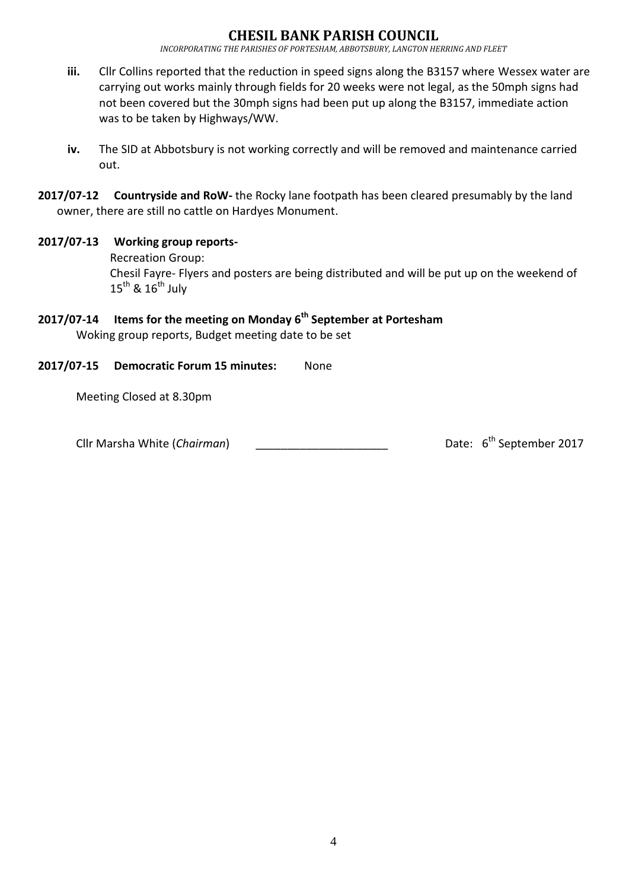iii. Cllr Collins reported that the reduction in speed signs along the B3157 where Wessex water are carrying out works mainly through fields for 20 weeks were not legal, as the 50mph signs had not been covered but the 30mph signs had been put up along the B3157, immediate action was to be taken by Highways/WW.

iv. The SID at Abbotsbury is not working correctly and will be removed and maintenance carried out.

**2017/07-12 Countryside and RoW-** the Rocky lane footpath has been cleared presumably by the land owner, there are still no cattle on Hardyes Monument.

**2017/07-13 Working group reports-**

Recreation Group:

Chesil Fayre- Flyers and posters are being distributed and will be put up on the weekend of 15th & 16th July

**2017/07-14 Items for the meeting on Monday 6th September at Portesham**

Woking group reports, Budget meeting date to be set

**2017/07-15 Democratic Forum 15 minutes:** None

Meeting Closed at 8.30pm

Cllr Marsha White (*Chairman*) _____________________ Date: 6th September 2017